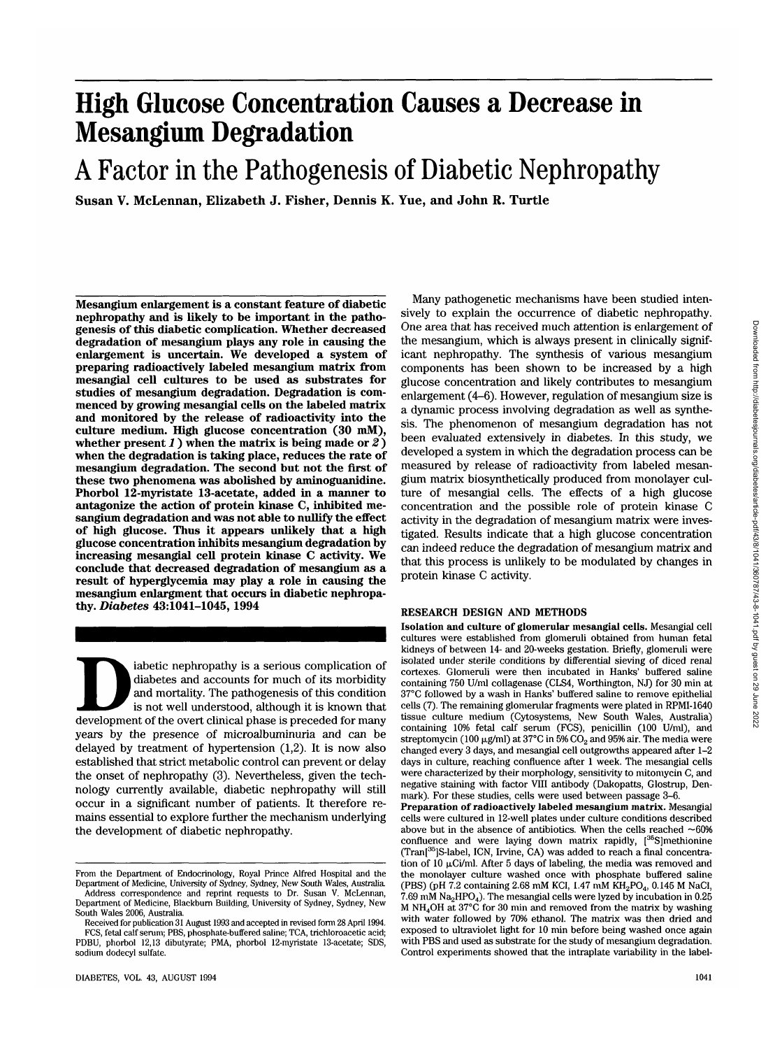# High Glucose Concentration Causes a Decrease in Mesangium Degradation

## A Factor in the Pathogenesis of Diabetic Nephropathy

**Susan V. McLennan, Elizabeth J. Fisher, Dennis K. Yue, and John R. Turtle**

**Mesangium enlargement is a constant feature of diabetic nephropathy and is likely to be important in the pathogenesis of this diabetic complication. Whether decreased degradation of mesangium plays any role in causing the enlargement is uncertain. We developed a system of preparing radioactively labeled mesangium matrix from mesangial cell cultures to be used as substrates for studies of mesangium degradation. Degradation is commenced by growing mesangial cells on the labeled matrix and monitored by the release of radioactivity into the culture medium. High glucose concentration (30 mM), whether present *1*) when the matrix is being made or *2*) when the degradation is taking place, reduces the rate of mesangium degradation. The second but not the first of these two phenomena was abolished by aminoguanidine. Phorbol 12-myristate 13-acetate, added in a manner to antagonize the action of protein kinase C, inhibited mesangium degradation and was not able to nullify the effect of high glucose. Thus it appears unlikely that a high glucose concentration inhibits mesangium degradation by increasing mesangial cell protein kinase C activity. We conclude that decreased degradation of mesangium as a result of hyperglycemia may play a role in causing the mesangium enlargment that occurs in diabetic nephropathy.** ***Diabetes* 43:1041–1045, 1994**

Diabetic nephropathy is a serious complication of diabetes and accounts for much of its morbidity and mortality. The pathogenesis of this condition is not well understood, although it is known that development of the overt clinical phase is preceded for many years by the presence of microalbuminuria and can be delayed by treatment of hypertension (1,2). It is now also established that strict metabolic control can prevent or delay the onset of nephropathy (3). Nevertheless, given the technology currently available, diabetic nephropathy will still occur in a significant number of patients. It therefore remains essential to explore further the mechanism underlying the development of diabetic nephropathy.

From the Department of Endocrinology, Royal Prince Alfred Hospital and the Department of Medicine, University of Sydney, Sydney, New South Wales, Australia.

Address correspondence and reprint requests to Dr. Susan V. McLennan, Department of Medicine, Blackburn Building, University of Sydney, Sydney, New South Wales 2006, Australia.

Received for publication 31 August 1993 and accepted in revised form 28 April 1994.

FCS, fetal calf serum; PBS, phosphate-buffered saline; TCA, trichloroacetic acid; PDBU, phorbol 12,13 dibutyrate; PMA, phorbol 12-myristate 13-acetate; SDS, sodium dodecyl sulfate.

Many pathogenetic mechanisms have been studied intensively to explain the occurrence of diabetic nephropathy. One area that has received much attention is enlargement of the mesangium, which is always present in clinically significant nephropathy. The synthesis of various mesangium components has been shown to be increased by a high glucose concentration and likely contributes to mesangium enlargement (4–6). However, regulation of mesangium size is a dynamic process involving degradation as well as synthesis. The phenomenon of mesangium degradation has not been evaluated extensively in diabetes. In this study, we developed a system in which the degradation process can be measured by release of radioactivity from labeled mesangium matrix biosynthetically produced from monolayer culture of mesangial cells. The effects of a high glucose concentration and the possible role of protein kinase C activity in the degradation of mesangium matrix were investigated. Results indicate that a high glucose concentration can indeed reduce the degradation of mesangium matrix and that this process is unlikely to be modulated by changes in protein kinase C activity.

## RESEARCH DESIGN AND METHODS

**Isolation and culture of glomerular mesangial cells.** Mesangial cell cultures were established from glomeruli obtained from human fetal kidneys of between 14- and 20-weeks gestation. Briefly, glomeruli were isolated under sterile conditions by differential sieving of diced renal cortexes. Glomeruli were then incubated in Hanks' buffered saline containing 750 U/ml collagenase (CLS4, Worthington, NJ) for 30 min at 37°C followed by a wash in Hanks' buffered saline to remove epithelial cells (7). The remaining glomerular fragments were plated in RPMI-1640 tissue culture medium (Cytosystems, New South Wales, Australia) containing 10% fetal calf serum (FCS), penicillin (100 U/ml), and streptomycin (100 μg/ml) at 37°C in 5% $CO_2$ and 95% air. The media were changed every 3 days, and mesangial cell outgrowths appeared after 1–2 days in culture, reaching confluence after 1 week. The mesangial cells were characterized by their morphology, sensitivity to mitomycin C, and negative staining with factor VIII antibody (Dakopatts, Glostrup, Denmark). For these studies, cells were used between passage 3–6.

**Preparation of radioactively labeled mesangium matrix.** Mesangial cells were cultured in 12-well plates under culture conditions described above but in the absence of antibiotics. When the cells reached ~60% confluence and were laying down matrix rapidly, [$^{35}$S]methionine (Tran[$^{35}$]S-label, ICN, Irvine, CA) was added to reach a final concentration of 10 μCi/ml. After 5 days of labeling, the media was removed and the monolayer culture washed once with phosphate buffered saline (PBS) (pH 7.2 containing 2.68 mM KCl, 1.47 mM $KH_2PO_4$, 0.145 M NaCl, 7.69 mM $Na_2HPO_4$). The mesangial cells were lyzed by incubation in 0.25 M $NH_4OH$ at 37°C for 30 min and removed from the matrix by washing with water followed by 70% ethanol. The matrix was then dried and exposed to ultraviolet light for 10 min before being washed once again with PBS and used as substrate for the study of mesangium degradation. Control experiments showed that the intraplate variability in the label-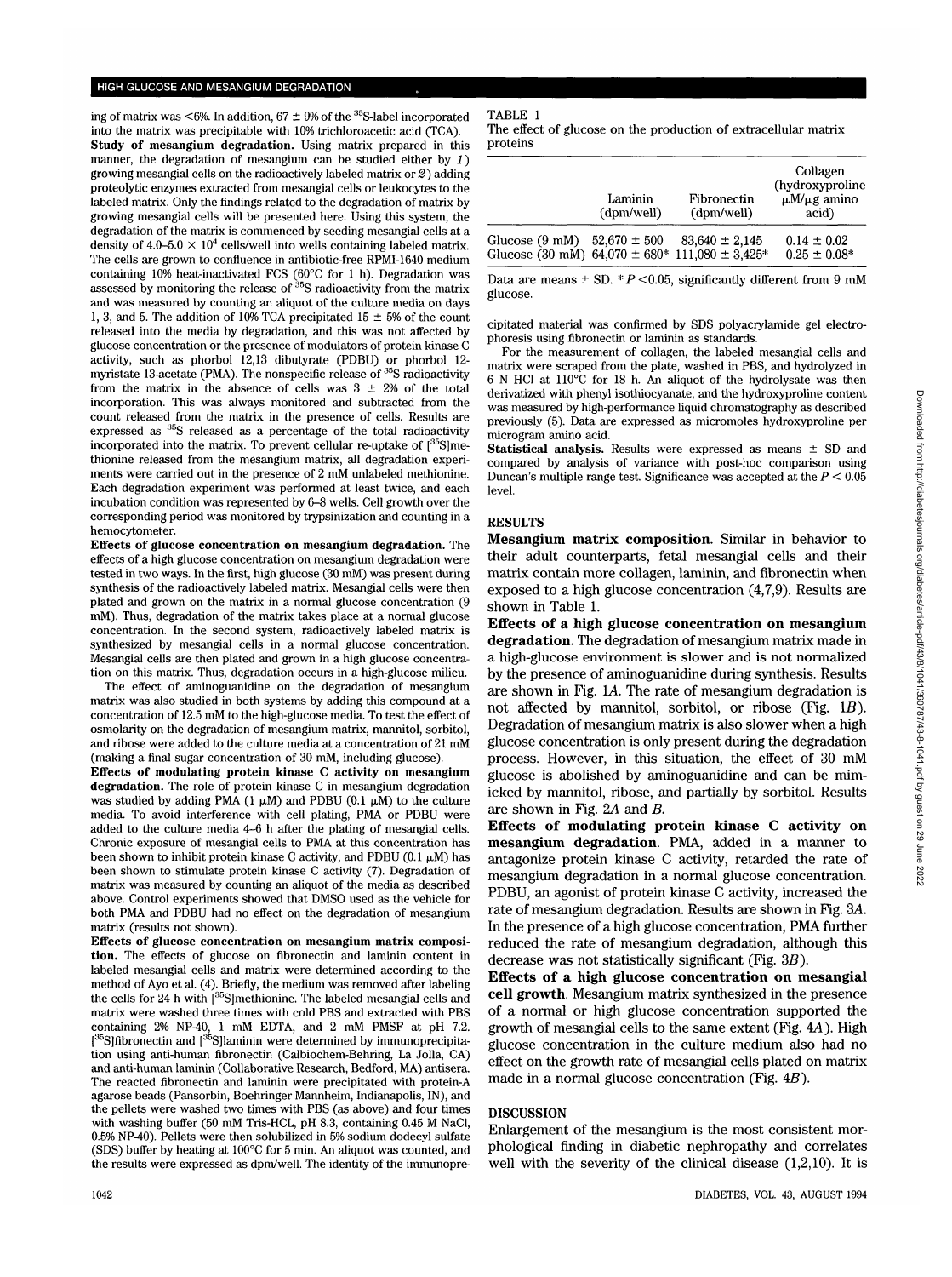ing of matrix was <6%. In addition, 67 ± 9% of the $^{35}$S-label incorporated into the matrix was precipitable with 10% trichloroacetic acid (TCA).

**Study of mesangium degradation.** Using matrix prepared in this manner, the degradation of mesangium can be studied either by *1*) growing mesangial cells on the radioactively labeled matrix or *2*) adding proteolytic enzymes extracted from mesangial cells or leukocytes to the labeled matrix. Only the findings related to the degradation of matrix by growing mesangial cells will be presented here. Using this system, the degradation of the matrix is commenced by seeding mesangial cells at a density of 4.0–5.0 × $10^4$ cells/well into wells containing labeled matrix. The cells are grown to confluence in antibiotic-free RPMI-1640 medium containing 10% heat-inactivated FCS (60°C for 1 h). Degradation was assessed by monitoring the release of $^{35}$S radioactivity from the matrix and was measured by counting an aliquot of the culture media on days 1, 3, and 5. The addition of 10% TCA precipitated 15 ± 5% of the count released into the media by degradation, and this was not affected by glucose concentration or the presence of modulators of protein kinase C activity, such as phorbol 12,13 dibutyrate (PDBU) or phorbol 12-myristate 13-acetate (PMA). The nonspecific release of $^{35}$S radioactivity from the matrix in the absence of cells was 3 ± 2% of the total incorporation. This was always monitored and subtracted from the count released from the matrix in the presence of cells. Results are expressed as $^{35}$S released as a percentage of the total radioactivity incorporated into the matrix. To prevent cellular re-uptake of [$^{35}$S]methionine released from the mesangium matrix, all degradation experiments were carried out in the presence of 2 mM unlabeled methionine. Each degradation experiment was performed at least twice, and each incubation condition was represented by 6–8 wells. Cell growth over the corresponding period was monitored by trypsinization and counting in a hemocytometer.

**Effects of glucose concentration on mesangium degradation.** The effects of a high glucose concentration on mesangium degradation were tested in two ways. In the first, high glucose (30 mM) was present during synthesis of the radioactively labeled matrix. Mesangial cells were then plated and grown on the matrix in a normal glucose concentration (9 mM). Thus, degradation of the matrix takes place at a normal glucose concentration. In the second system, radioactively labeled matrix is synthesized by mesangial cells in a normal glucose concentration. Mesangial cells are then plated and grown in a high glucose concentration on this matrix. Thus, degradation occurs in a high-glucose milieu.

The effect of aminoguanidine on the degradation of mesangium matrix was also studied in both systems by adding this compound at a concentration of 12.5 mM to the high-glucose media. To test the effect of osmolarity on the degradation of mesangium matrix, mannitol, sorbitol, and ribose were added to the culture media at a concentration of 21 mM (making a final sugar concentration of 30 mM, including glucose).

**Effects of modulating protein kinase C activity on mesangium degradation.** The role of protein kinase C in mesangium degradation was studied by adding PMA (1 μM) and PDBU (0.1 μM) to the culture media. To avoid interference with cell plating, PMA or PDBU were added to the culture media 4–6 h after the plating of mesangial cells. Chronic exposure of mesangial cells to PMA at this concentration has been shown to inhibit protein kinase C activity, and PDBU (0.1 μM) has been shown to stimulate protein kinase C activity (7). Degradation of matrix was measured by counting an aliquot of the media as described above. Control experiments showed that DMSO used as the vehicle for both PMA and PDBU had no effect on the degradation of mesangium matrix (results not shown).

**Effects of glucose concentration on mesangium matrix composition.** The effects of glucose on fibronectin and laminin content in labeled mesangial cells and matrix were determined according to the method of Ayo et al. (4). Briefly, the medium was removed after labeling the cells for 24 h with [$^{35}$S]methionine. The labeled mesangial cells and matrix were washed three times with cold PBS and extracted with PBS containing 2% NP-40, 1 mM EDTA, and 2 mM PMSF at pH 7.2. [$^{35}$S]fibronectin and [$^{35}$S]laminin were determined by immunoprecipitation using anti-human fibronectin (Calbiochem-Behring, La Jolla, CA) and anti-human laminin (Collaborative Research, Bedford, MA) antisera. The reacted fibronectin and laminin were precipitated with protein-A agarose beads (Pansorbin, Boehringer Mannheim, Indianapolis, IN), and the pellets were washed two times with PBS (as above) and four times with washing buffer (50 mM Tris-HCL, pH 8.3, containing 0.45 M NaCl, 0.5% NP-40). Pellets were then solubilized in 5% sodium dodecyl sulfate (SDS) buffer by heating at 100°C for 5 min. An aliquot was counted, and the results were expressed as dpm/well. The identity of the immunoprecipitated material was confirmed by SDS polyacrylamide gel electrophoresis using fibronectin or laminin as standards.

TABLE 1
The effect of glucose on the production of extracellular matrix proteins

| | Laminin (dpm/well) | Fibronectin (dpm/well) | Collagen (hydroxyproline μM/μg amino acid) |
|---|---|---|---|
| Glucose (9 mM) | 52,670 ± 500 | 83,640 ± 2,145 | 0.14 ± 0.02 |
| Glucose (30 mM) | 64,070 ± 680* | 111,080 ± 3,425* | 0.25 ± 0.08* |

Data are means ± SD. * $P$ <0.05, significantly different from 9 mM glucose.

For the measurement of collagen, the labeled mesangial cells and matrix were scraped from the plate, washed in PBS, and hydrolyzed in 6 N HCl at 110°C for 18 h. An aliquot of the hydrolysate was then derivatized with phenyl isothiocyanate, and the hydroxyproline content was measured by high-performance liquid chromatography as described previously (5). Data are expressed as micromoles hydroxyproline per microgram amino acid.

**Statistical analysis.** Results were expressed as means ± SD and compared by analysis of variance with post-hoc comparison using Duncan's multiple range test. Significance was accepted at the $P < 0.05$ level.

## RESULTS

**Mesangium matrix composition.** Similar in behavior to their adult counterparts, fetal mesangial cells and their matrix contain more collagen, laminin, and fibronectin when exposed to a high glucose concentration (4,7,9). Results are shown in Table 1.

**Effects of a high glucose concentration on mesangium degradation.** The degradation of mesangium matrix made in a high-glucose environment is slower and is not normalized by the presence of aminoguanidine during synthesis. Results are shown in Fig. 1*A*. The rate of mesangium degradation is not affected by mannitol, sorbitol, or ribose (Fig. 1*B*). Degradation of mesangium matrix is also slower when a high glucose concentration is only present during the degradation process. However, in this situation, the effect of 30 mM glucose is abolished by aminoguanidine and can be mimicked by mannitol, ribose, and partially by sorbitol. Results are shown in Fig. 2*A* and *B*.

**Effects of modulating protein kinase C activity on mesangium degradation.** PMA, added in a manner to antagonize protein kinase C activity, retarded the rate of mesangium degradation in a normal glucose concentration. PDBU, an agonist of protein kinase C activity, increased the rate of mesangium degradation. Results are shown in Fig. 3*A*. In the presence of a high glucose concentration, PMA further reduced the rate of mesangium degradation, although this decrease was not statistically significant (Fig. 3*B*).

**Effects of a high glucose concentration on mesangial cell growth.** Mesangium matrix synthesized in the presence of a normal or high glucose concentration supported the growth of mesangial cells to the same extent (Fig. 4*A*). High glucose concentration in the culture medium also had no effect on the growth rate of mesangial cells plated on matrix made in a normal glucose concentration (Fig. 4*B*).

## DISCUSSION

Enlargement of the mesangium is the most consistent morphological finding in diabetic nephropathy and correlates well with the severity of the clinical disease (1,2,10). It is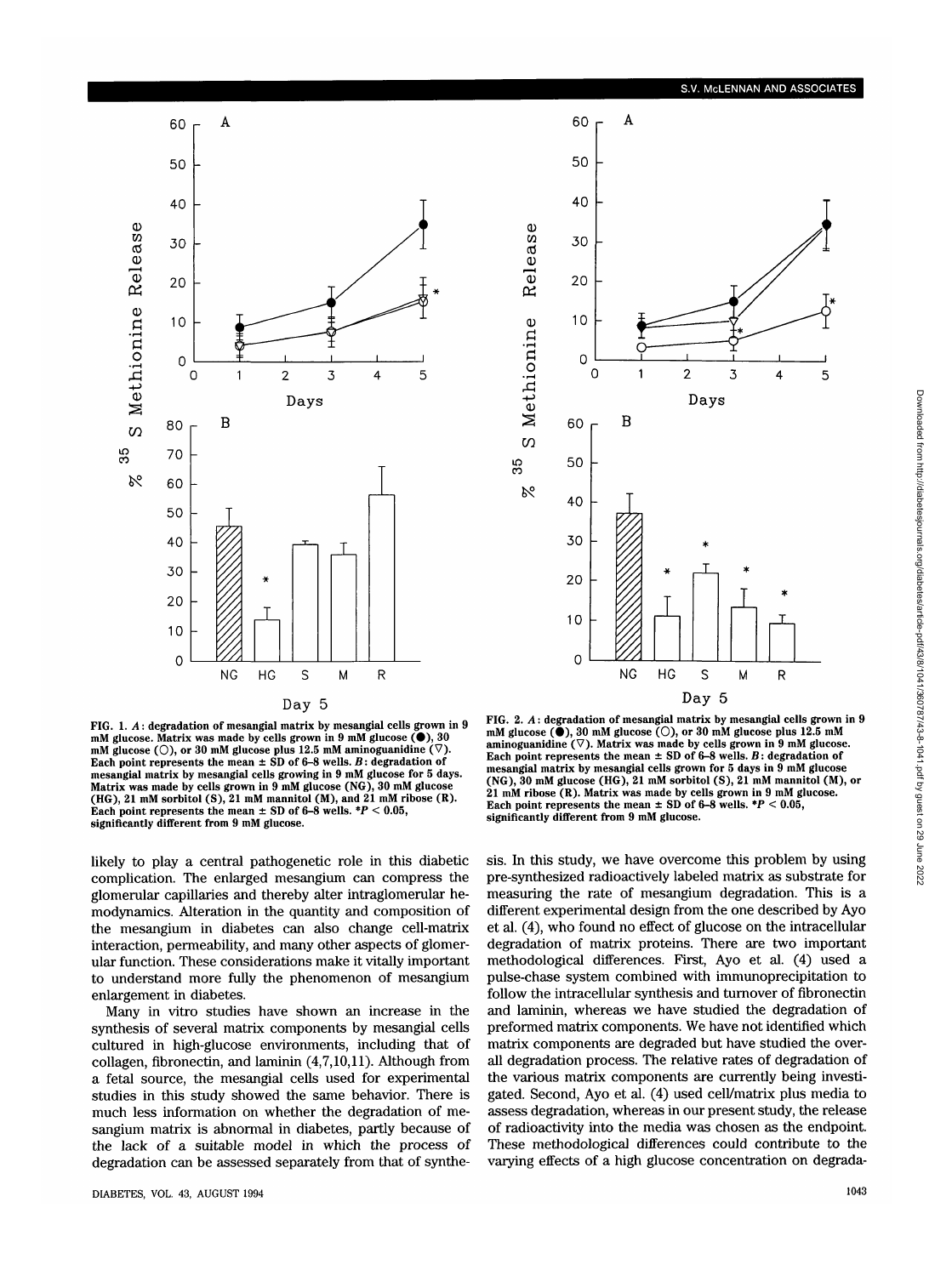FIG. 1. *A*: degradation of mesangial matrix by mesangial cells grown in 9 mM glucose. Matrix was made by cells grown in 9 mM glucose (●), 30 mM glucose (○), or 30 mM glucose plus 12.5 mM aminoguanidine (▽). Each point represents the mean ± SD of 6–8 wells. *B*: degradation of mesangial matrix by mesangial cells growing in 9 mM glucose for 5 days. Matrix was made by cells grown in 9 mM glucose (NG), 30 mM glucose (HG), 21 mM sorbitol (S), 21 mM mannitol (M), and 21 mM ribose (R). Each point represents the mean ± SD of 6–8 wells. *$P < 0.05$, significantly different from 9 mM glucose.

FIG. 2. *A*: degradation of mesangial matrix by mesangial cells grown in 9 mM glucose (●), 30 mM glucose (○), or 30 mM glucose plus 12.5 mM aminoguanidine (▽). Matrix was made by cells grown in 9 mM glucose. Each point represents the mean ± SD of 6–8 wells. *B*: degradation of mesangial matrix by mesangial cells grown for 5 days in 9 mM glucose (NG), 30 mM glucose (HG), 21 mM sorbitol (S), 21 mM mannitol (M), or 21 mM ribose (R). Matrix was made by cells grown in 9 mM glucose. Each point represents the mean ± SD of 6–8 wells. *$P < 0.05$, significantly different from 9 mM glucose.

likely to play a central pathogenetic role in this diabetic complication. The enlarged mesangium can compress the glomerular capillaries and thereby alter intraglomerular hemodynamics. Alteration in the quantity and composition of the mesangium in diabetes can also change cell-matrix interaction, permeability, and many other aspects of glomerular function. These considerations make it vitally important to understand more fully the phenomenon of mesangium enlargement in diabetes.

Many in vitro studies have shown an increase in the synthesis of several matrix components by mesangial cells cultured in high-glucose environments, including that of collagen, fibronectin, and laminin (4,7,10,11). Although from a fetal source, the mesangial cells used for experimental studies in this study showed the same behavior. There is much less information on whether the degradation of mesangium matrix is abnormal in diabetes, partly because of the lack of a suitable model in which the process of degradation can be assessed separately from that of synthesis. In this study, we have overcome this problem by using pre-synthesized radioactively labeled matrix as substrate for measuring the rate of mesangium degradation. This is a different experimental design from the one described by Ayo et al. (4), who found no effect of glucose on the intracellular degradation of matrix proteins. There are two important methodological differences. First, Ayo et al. (4) used a pulse-chase system combined with immunoprecipitation to follow the intracellular synthesis and turnover of fibronectin and laminin, whereas we have studied the degradation of preformed matrix components. We have not identified which matrix components are degraded but have studied the overall degradation process. The relative rates of degradation of the various matrix components are currently being investigated. Second, Ayo et al. (4) used cell/matrix plus media to assess degradation, whereas in our present study, the release of radioactivity into the media was chosen as the endpoint. These methodological differences could contribute to the varying effects of a high glucose concentration on degrada-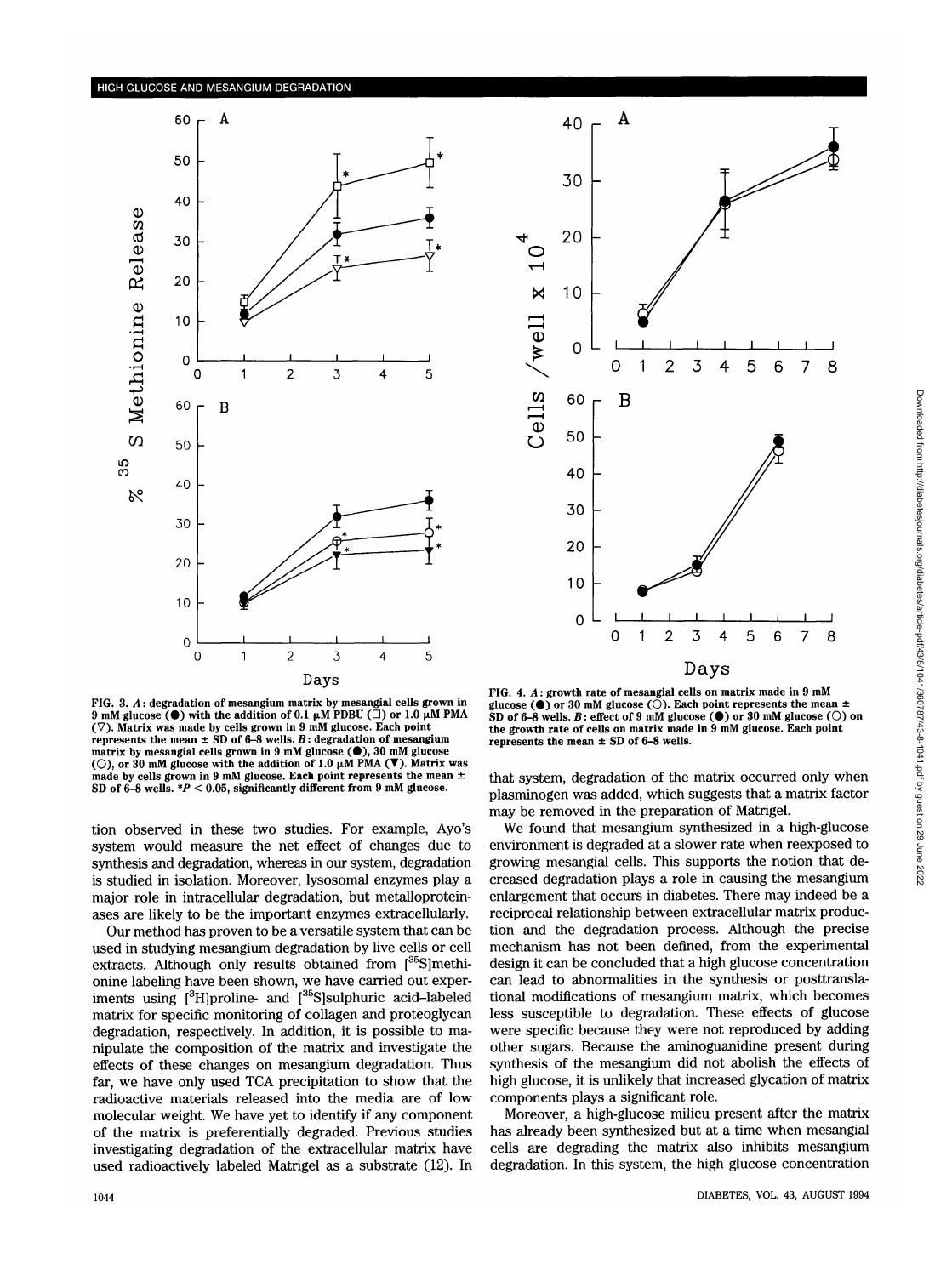60
50
40
30
20
10
0

A

% 35 S Methionine Release

0 1 2 3 4 5

60
50
40
30
20
10
0

B

0 1 2 3 4 5

Days

FIG. 3. *A*: degradation of mesangium matrix by mesangial cells grown in 9 mM glucose (●) with the addition of 0.1 μM PDBU (□) or 1.0 μM PMA (▽). Matrix was made by cells grown in 9 mM glucose. Each point represents the mean ± SD of 6–8 wells. *B*: degradation of mesangium matrix by mesangial cells grown in 9 mM glucose (●), 30 mM glucose (○), or 30 mM glucose with the addition of 1.0 μM PMA (▼). Matrix was made by cells grown in 9 mM glucose. Each point represents the mean ± SD of 6–8 wells. $*P < 0.05$, significantly different from 9 mM glucose.

40
30
20
10
0

A

Cells /well x $10^4$

0 1 2 3 4 5 6 7 8

60
50
40
30
20
10
0

B

0 1 2 3 4 5 6 7 8

Days

FIG. 4. *A*: growth rate of mesangial cells on matrix made in 9 mM glucose (●) or 30 mM glucose (○). Each point represents the mean ± SD of 6–8 wells. *B*: effect of 9 mM glucose (●) or 30 mM glucose (○) on the growth rate of cells on matrix made in 9 mM glucose. Each point represents the mean ± SD of 6–8 wells.

tion observed in these two studies. For example, Ayo's system would measure the net effect of changes due to synthesis and degradation, whereas in our system, degradation is studied in isolation. Moreover, lysosomal enzymes play a major role in intracellular degradation, but metalloproteinases are likely to be the important enzymes extracellularly.

Our method has proven to be a versatile system that can be used in studying mesangium degradation by live cells or cell extracts. Although only results obtained from [$^{35}$S]methionine labeling have been shown, we have carried out experiments using [$^{3}$H]proline- and [$^{35}$S]sulphuric acid–labeled matrix for specific monitoring of collagen and proteoglycan degradation, respectively. In addition, it is possible to manipulate the composition of the matrix and investigate the effects of these changes on mesangium degradation. Thus far, we have only used TCA precipitation to show that the radioactive materials released into the media are of low molecular weight. We have yet to identify if any component of the matrix is preferentially degraded. Previous studies investigating degradation of the extracellular matrix have used radioactively labeled Matrigel as a substrate (12). In that system, degradation of the matrix occurred only when plasminogen was added, which suggests that a matrix factor may be removed in the preparation of Matrigel.

We found that mesangium synthesized in a high-glucose environment is degraded at a slower rate when reexposed to growing mesangial cells. This supports the notion that decreased degradation plays a role in causing the mesangium enlargement that occurs in diabetes. There may indeed be a reciprocal relationship between extracellular matrix production and the degradation process. Although the precise mechanism has not been defined, from the experimental design it can be concluded that a high glucose concentration can lead to abnormalities in the synthesis or posttranslational modifications of mesangium matrix, which becomes less susceptible to degradation. These effects of glucose were specific because they were not reproduced by adding other sugars. Because the aminoguanidine present during synthesis of the mesangium did not abolish the effects of high glucose, it is unlikely that increased glycation of matrix components plays a significant role.

Moreover, a high-glucose milieu present after the matrix has already been synthesized but at a time when mesangial cells are degrading the matrix also inhibits mesangium degradation. In this system, the high glucose concentration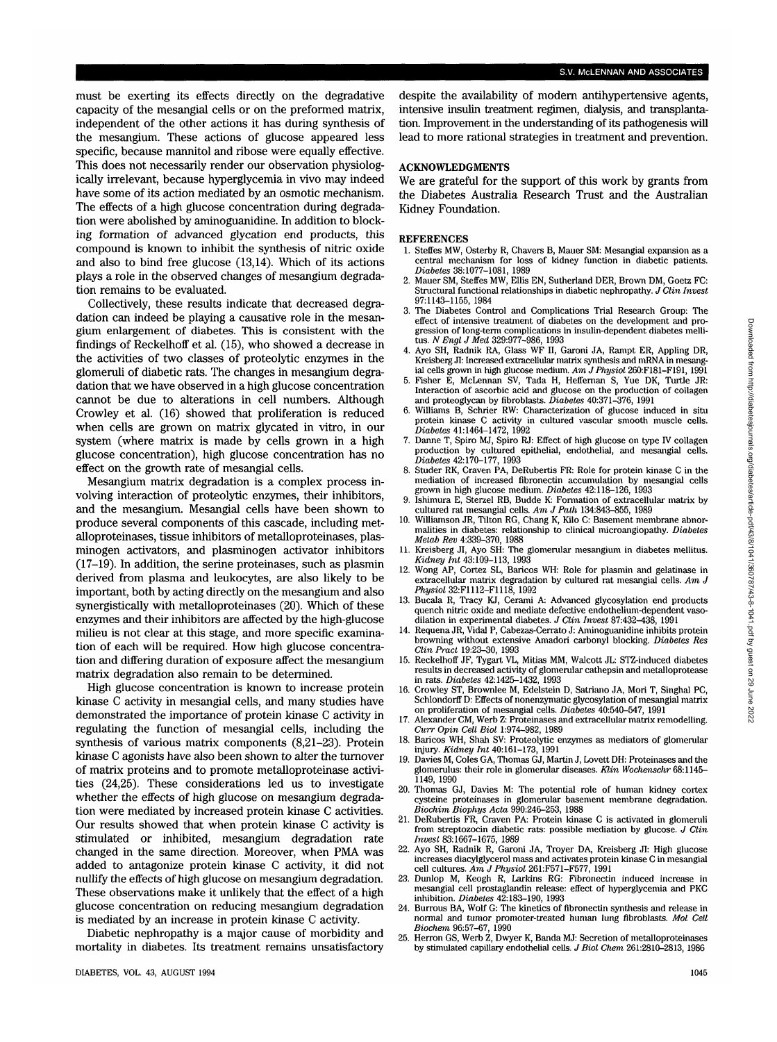must be exerting its effects directly on the degradative capacity of the mesangial cells or on the preformed matrix, independent of the other actions it has during synthesis of the mesangium. These actions of glucose appeared less specific, because mannitol and ribose were equally effective. This does not necessarily render our observation physiologically irrelevant, because hyperglycemia in vivo may indeed have some of its action mediated by an osmotic mechanism. The effects of a high glucose concentration during degradation were abolished by aminoguanidine. In addition to blocking formation of advanced glycation end products, this compound is known to inhibit the synthesis of nitric oxide and also to bind free glucose (13,14). Which of its actions plays a role in the observed changes of mesangium degradation remains to be evaluated.

Collectively, these results indicate that decreased degradation can indeed be playing a causative role in the mesangium enlargement of diabetes. This is consistent with the findings of Reckelhoff et al. (15), who showed a decrease in the activities of two classes of proteolytic enzymes in the glomeruli of diabetic rats. The changes in mesangium degradation that we have observed in a high glucose concentration cannot be due to alterations in cell numbers. Although Crowley et al. (16) showed that proliferation is reduced when cells are grown on matrix glycated in vitro, in our system (where matrix is made by cells grown in a high glucose concentration), high glucose concentration has no effect on the growth rate of mesangial cells.

Mesangium matrix degradation is a complex process involving interaction of proteolytic enzymes, their inhibitors, and the mesangium. Mesangial cells have been shown to produce several components of this cascade, including metalloproteinases, tissue inhibitors of metalloproteinases, plasminogen activators, and plasminogen activator inhibitors (17–19). In addition, the serine proteinases, such as plasmin derived from plasma and leukocytes, are also likely to be important, both by acting directly on the mesangium and also synergistically with metalloproteinases (20). Which of these enzymes and their inhibitors are affected by the high-glucose milieu is not clear at this stage, and more specific examination of each will be required. How high glucose concentration and differing duration of exposure affect the mesangium matrix degradation also remain to be determined.

High glucose concentration is known to increase protein kinase C activity in mesangial cells, and many studies have demonstrated the importance of protein kinase C activity in regulating the function of mesangial cells, including the synthesis of various matrix components (8,21–23). Protein kinase C agonists have also been shown to alter the turnover of matrix proteins and to promote metalloproteinase activities (24,25). These considerations led us to investigate whether the effects of high glucose on mesangium degradation were mediated by increased protein kinase C activities. Our results showed that when protein kinase C activity is stimulated or inhibited, mesangium degradation rate changed in the same direction. Moreover, when PMA was added to antagonize protein kinase C activity, it did not nullify the effects of high glucose on mesangium degradation. These observations make it unlikely that the effect of a high glucose concentration on reducing mesangium degradation is mediated by an increase in protein kinase C activity.

Diabetic nephropathy is a major cause of morbidity and mortality in diabetes. Its treatment remains unsatisfactory despite the availability of modern antihypertensive agents, intensive insulin treatment regimen, dialysis, and transplantation. Improvement in the understanding of its pathogenesis will lead to more rational strategies in treatment and prevention.

## ACKNOWLEDGMENTS

We are grateful for the support of this work by grants from the Diabetes Australia Research Trust and the Australian Kidney Foundation.

## REFERENCES

1. Steffes MW, Osterby R, Chavers B, Mauer SM: Mesangial expansion as a central mechanism for loss of kidney function in diabetic patients. *Diabetes* 38:1077–1081, 1989
2. Mauer SM, Steffes MW, Ellis EN, Sutherland DER, Brown DM, Goetz FC: Structural functional relationships in diabetic nephropathy. *J Clin Invest* 97:1143–1155, 1984
3. The Diabetes Control and Complications Trial Research Group: The effect of intensive treatment of diabetes on the development and progression of long-term complications in insulin-dependent diabetes mellitus. *N Engl J Med* 329:977–986, 1993
4. Ayo SH, Radnik RA, Glass WF II, Garoni JA, Rampt ER, Appling DR, Kreisberg JI: Increased extracellular matrix synthesis and mRNA in mesangial cells grown in high glucose medium. *Am J Physiol* 260:F181–F191, 1991
5. Fisher E, McLennan SV, Tada H, Heffernan S, Yue DK, Turtle JR: Interaction of ascorbic acid and glucose on the production of collagen and proteoglycan by fibroblasts. *Diabetes* 40:371–376, 1991
6. Williams B, Schrier RW: Characterization of glucose induced in situ protein kinase C activity in cultured vascular smooth muscle cells. *Diabetes* 41:1464–1472, 1992
7. Danne T, Spiro MJ, Spiro RJ: Effect of high glucose on type IV collagen production by cultured epithelial, endothelial, and mesangial cells. *Diabetes* 42:170–177, 1993
8. Studer RK, Craven PA, DeRubertis FR: Role for protein kinase C in the mediation of increased fibronectin accumulation by mesangial cells grown in high glucose medium. *Diabetes* 42:118–126, 1993
9. Ishimura E, Sterzel RB, Budde K: Formation of extracellular matrix by cultured rat mesangial cells. *Am J Path* 134:843–855, 1989
10. Williamson JR, Tilton RG, Chang K, Kilo C: Basement membrane abnormalities in diabetes: relationship to clinical microangiopathy. *Diabetes Metab Rev* 4:339–370, 1988
11. Kreisberg JI, Ayo SH: The glomerular mesangium in diabetes mellitus. *Kidney Int* 43:109–113, 1993
12. Wong AP, Cortez SL, Baricos WH: Role for plasmin and gelatinase in extracellular matrix degradation by cultured rat mesangial cells. *Am J Physiol* 32:F1112–F1118, 1992
13. Bucala R, Tracy KJ, Cerami A: Advanced glycosylation end products quench nitric oxide and mediate defective endothelium-dependent vasodilation in experimental diabetes. *J Clin Invest* 87:432–438, 1991
14. Requena JR, Vidal P, Cabezas-Cerrato J: Aminoguanidine inhibits protein browning without extensive Amadori carbonyl blocking. *Diabetes Res Clin Pract* 19:23–30, 1993
15. Reckelhoff JF, Tygart VL, Mitias MM, Walcott JL: STZ-induced diabetes results in decreased activity of glomerular cathepsin and metalloprotease in rats. *Diabetes* 42:1425–1432, 1993
16. Crowley ST, Brownlee M, Edelstein D, Satriano JA, Mori T, Singhal PC, Schlondorff D: Effects of nonenzymatic glycosylation of mesangial matrix on proliferation of mesangial cells. *Diabetes* 40:540–547, 1991
17. Alexander CM, Werb Z: Proteinases and extracellular matrix remodelling. *Curr Opin Cell Biol* 1:974–982, 1989
18. Baricos WH, Shah SV: Proteolytic enzymes as mediators of glomerular injury. *Kidney Int* 40:161–173, 1991
19. Davies M, Coles GA, Thomas GJ, Martin J, Lovett DH: Proteinases and the glomerulus: their role in glomerular diseases. *Klin Wochenschr* 68:1145–1149, 1990
20. Thomas GJ, Davies M: The potential role of human kidney cortex cysteine proteinases in glomerular basement membrane degradation. *Biochim Biophys Acta* 990:246–253, 1988
21. DeRubertis FR, Craven PA: Protein kinase C is activated in glomeruli from streptozocin diabetic rats: possible mediation by glucose. *J Clin Invest* 83:1667–1675, 1989
22. Ayo SH, Radnik R, Garoni JA, Troyer DA, Kreisberg JI: High glucose increases diacylglycerol mass and activates protein kinase C in mesangial cell cultures. *Am J Physiol* 261:F571–F577, 1991
23. Dunlop M, Keogh R, Larkins RG: Fibronectin induced increase in mesangial cell prostaglandin release: effect of hyperglycemia and PKC inhibition. *Diabetes* 42:183–190, 1993
24. Burrous BA, Wolf G: The kinetics of fibronectin synthesis and release in normal and tumor promoter-treated human lung fibroblasts. *Mol Cell Biochem* 96:57–67, 1990
25. Herron GS, Werb Z, Dwyer K, Banda MJ: Secretion of metalloproteinases by stimulated capillary endothelial cells. *J Biol Chem* 261:2810–2813, 1986